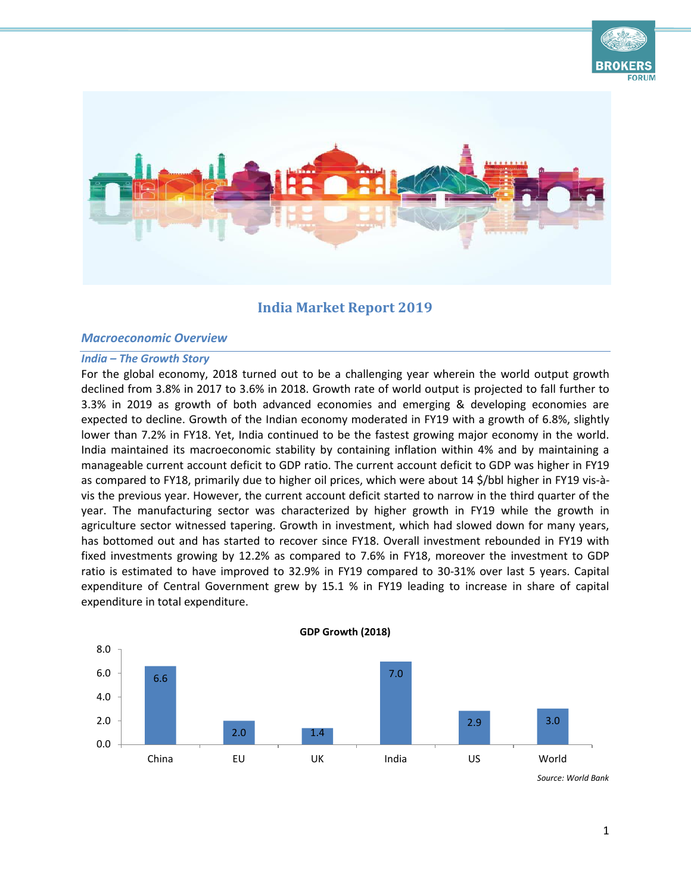# India Market Report 2019

## *Macroeconomic Overview*

### *India – The Growth Story*

For the global economy, 2018 turned out to be a challenging year wherein the world output growth declined from 3.8% in 2017 to 3.6% in 2018. Growth rate of world output is projected to fall further to 3.3% in 2019 as growth of both advanced economies and emerging & developing economies are expected to decline. Growth of the Indian economy moderated in FY19 with a growth of 6.8%, slightly lower than 7.2% in FY18. Yet, India continued to be the fastest growing major economy in the world. India maintained its macroeconomic stability by containing inflation within 4% and by maintaining a manageable current account deficit to GDP ratio. The current account deficit to GDP was higher in FY19 as compared to FY18, primarily due to higher oil prices, which were about 14 $/bbl higher in FY19 vis-à-vis the previous year. However, the current account deficit started to narrow in the third quarter of the year. The manufacturing sector was characterized by higher growth in FY19 while the growth in agriculture sector witnessed tapering. Growth in investment, which had slowed down for many years, has bottomed out and has started to recover since FY18. Overall investment rebounded in FY19 with fixed investments growing by 12.2% as compared to 7.6% in FY18, moreover the investment to GDP ratio is estimated to have improved to 32.9% in FY19 compared to 30-31% over last 5 years. Capital expenditure of Central Government grew by 15.1 % in FY19 leading to increase in share of capital expenditure in total expenditure.

**GDP Growth (2018)**

| Country | GDP Growth (%) |
|---|---|
| China | 6.6 |
| EU | 2.0 |
| UK | 1.4 |
| India | 7.0 |
| US | 2.9 |
| World | 3.0 |

*Source: World Bank*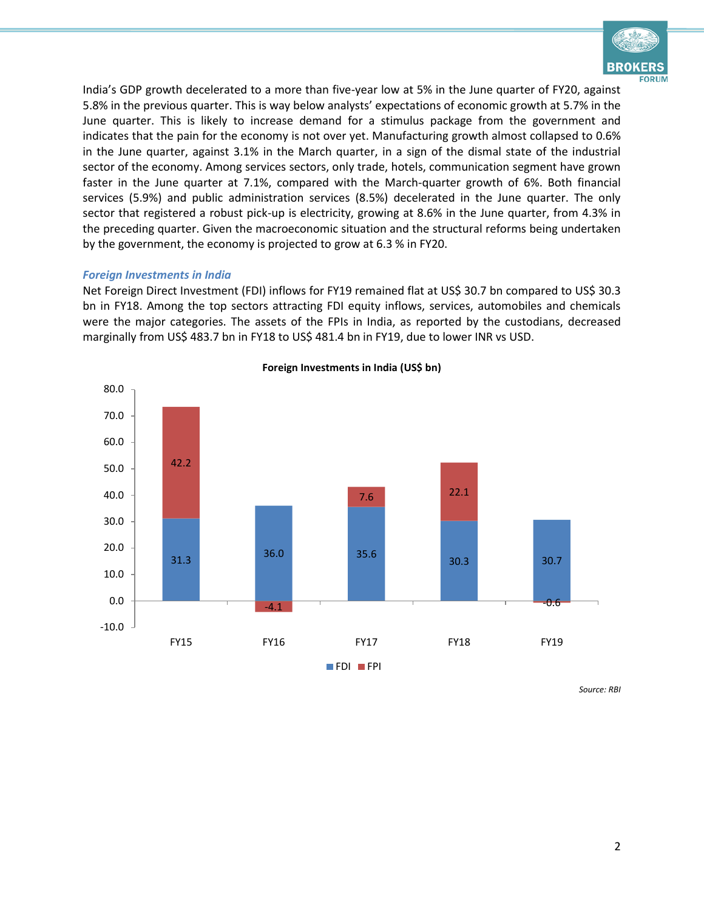India's GDP growth decelerated to a more than five-year low at 5% in the June quarter of FY20, against 5.8% in the previous quarter. This is way below analysts' expectations of economic growth at 5.7% in the June quarter. This is likely to increase demand for a stimulus package from the government and indicates that the pain for the economy is not over yet. Manufacturing growth almost collapsed to 0.6% in the June quarter, against 3.1% in the March quarter, in a sign of the dismal state of the industrial sector of the economy. Among services sectors, only trade, hotels, communication segment have grown faster in the June quarter at 7.1%, compared with the March-quarter growth of 6%. Both financial services (5.9%) and public administration services (8.5%) decelerated in the June quarter. The only sector that registered a robust pick-up is electricity, growing at 8.6% in the June quarter, from 4.3% in the preceding quarter. Given the macroeconomic situation and the structural reforms being undertaken by the government, the economy is projected to grow at 6.3 % in FY20.

### *Foreign Investments in India*

Net Foreign Direct Investment (FDI) inflows for FY19 remained flat at US$ 30.7 bn compared to US$ 30.3 bn in FY18. Among the top sectors attracting FDI equity inflows, services, automobiles and chemicals were the major categories. The assets of the FPIs in India, as reported by the custodians, decreased marginally from US$ 483.7 bn in FY18 to US$ 481.4 bn in FY19, due to lower INR vs USD.

**Foreign Investments in India (US$ bn)**

| | FY15 | FY16 | FY17 | FY18 | FY19 |
|---|---|---|---|---|---|
| FDI | 31.3 | 36.0 | 35.6 | 30.3 | 30.7 |
| FPI | 42.2 | -4.1 | 7.6 | 22.1 | -0.6 |

*Source: RBI*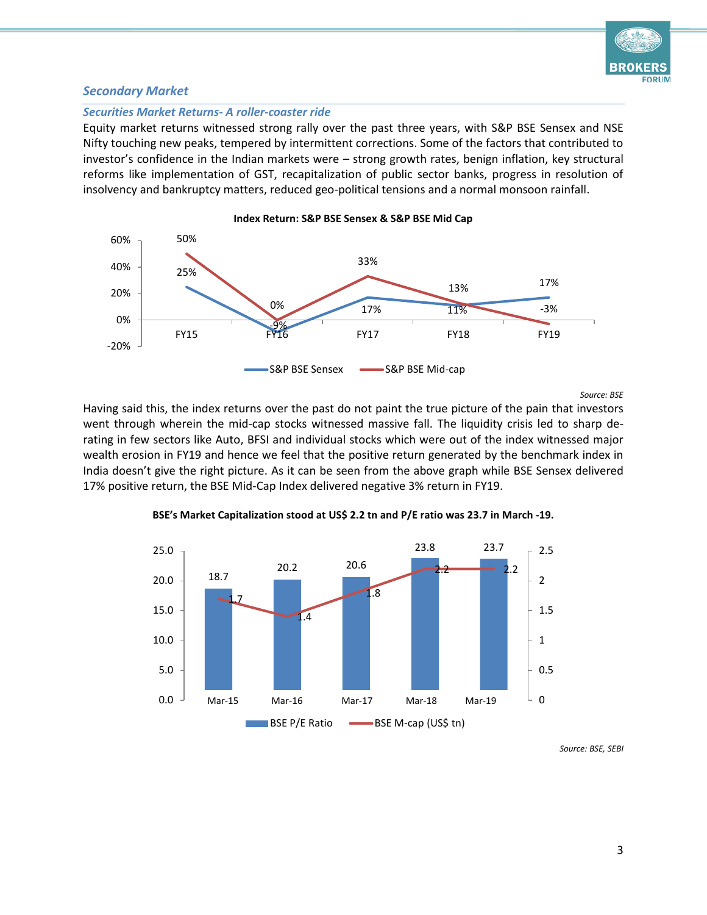## Secondary Market

### Securities Market Returns- A roller-coaster ride

Equity market returns witnessed strong rally over the past three years, with S&P BSE Sensex and NSE Nifty touching new peaks, tempered by intermittent corrections. Some of the factors that contributed to investor's confidence in the Indian markets were – strong growth rates, benign inflation, key structural reforms like implementation of GST, recapitalization of public sector banks, progress in resolution of insolvency and bankruptcy matters, reduced geo-political tensions and a normal monsoon rainfall.

**Index Return: S&P BSE Sensex & S&P BSE Mid Cap**

| | FY15 | FY16 | FY17 | FY18 | FY19 |
|---|---|---|---|---|---|
| S&P BSE Sensex | 25% | -9% | 17% | 11% | 17% |
| S&P BSE Mid-cap | 50% | 0% | 33% | 13% | -3% |

*Source: BSE*

Having said this, the index returns over the past do not paint the true picture of the pain that investors went through wherein the mid-cap stocks witnessed massive fall. The liquidity crisis led to sharp de-rating in few sectors like Auto, BFSI and individual stocks which were out of the index witnessed major wealth erosion in FY19 and hence we feel that the positive return generated by the benchmark index in India doesn't give the right picture. As it can be seen from the above graph while BSE Sensex delivered 17% positive return, the BSE Mid-Cap Index delivered negative 3% return in FY19.

**BSE's Market Capitalization stood at US$ 2.2 tn and P/E ratio was 23.7 in March -19.**

| | Mar-15 | Mar-16 | Mar-17 | Mar-18 | Mar-19 |
|---|---|---|---|---|---|
| BSE P/E Ratio | 18.7 | 20.2 | 20.6 | 23.8 | 23.7 |
| BSE M-cap (US$ tn) | 1.7 | 1.4 | 1.8 | 2.2 | 2.2 |

*Source: BSE, SEBI*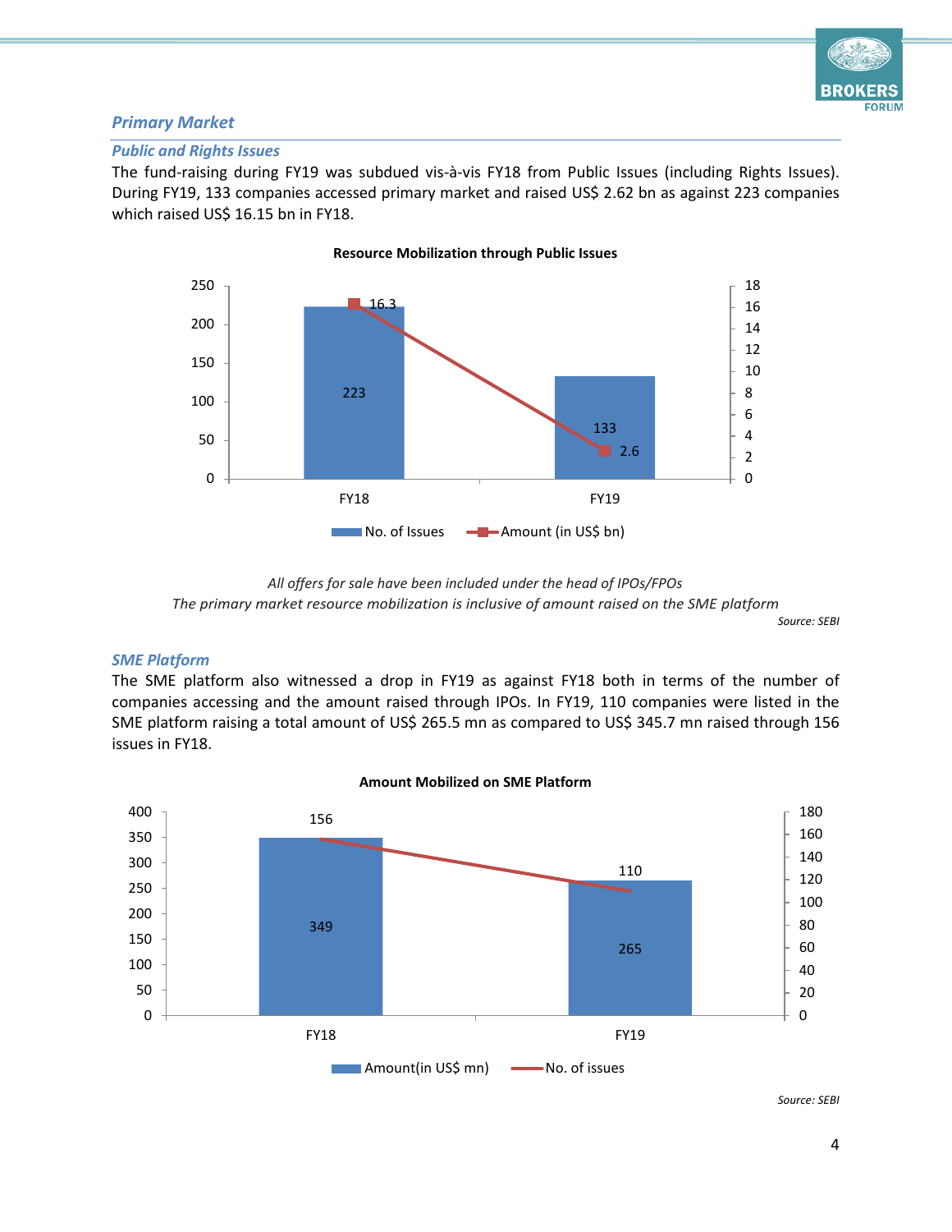## Primary Market

### Public and Rights Issues

The fund-raising during FY19 was subdued vis-à-vis FY18 from Public Issues (including Rights Issues). During FY19, 133 companies accessed primary market and raised US$ 2.62 bn as against 223 companies which raised US$ 16.15 bn in FY18.

**Resource Mobilization through Public Issues**

| | No. of Issues | Amount (in US$ bn) |
|---|---|---|
| FY18 | 223 | 16.3 |
| FY19 | 133 | 2.6 |

*All offers for sale have been included under the head of IPOs/FPOs*

*The primary market resource mobilization is inclusive of amount raised on the SME platform*

*Source: SEBI*

### SME Platform

The SME platform also witnessed a drop in FY19 as against FY18 both in terms of the number of companies accessing and the amount raised through IPOs. In FY19, 110 companies were listed in the SME platform raising a total amount of US$ 265.5 mn as compared to US$ 345.7 mn raised through 156 issues in FY18.

**Amount Mobilized on SME Platform**

| | Amount(in US$ mn) | No. of issues |
|---|---|---|
| FY18 | 349 | 156 |
| FY19 | 265 | 110 |

*Source: SEBI*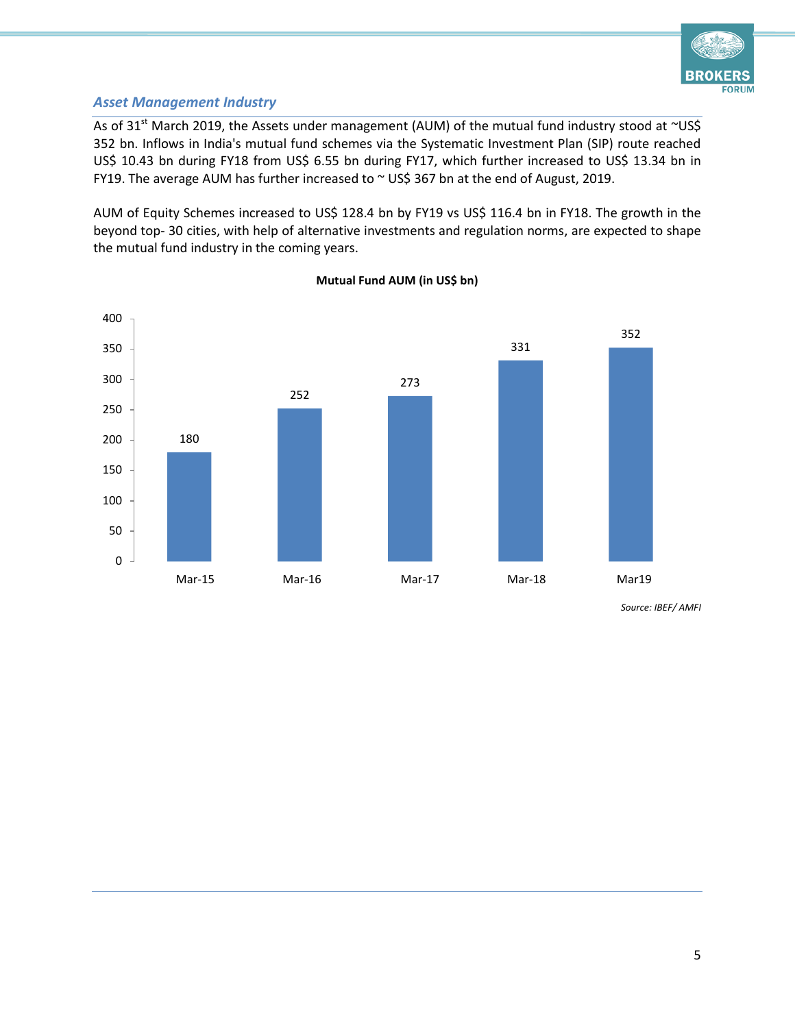## *Asset Management Industry*

As of 31st March 2019, the Assets under management (AUM) of the mutual fund industry stood at ~US$ 352 bn. Inflows in India's mutual fund schemes via the Systematic Investment Plan (SIP) route reached US$ 10.43 bn during FY18 from US$ 6.55 bn during FY17, which further increased to US$ 13.34 bn in FY19. The average AUM has further increased to ~ US$ 367 bn at the end of August, 2019.

AUM of Equity Schemes increased to US$ 128.4 bn by FY19 vs US$ 116.4 bn in FY18. The growth in the beyond top- 30 cities, with help of alternative investments and regulation norms, are expected to shape the mutual fund industry in the coming years.

**Mutual Fund AUM (in US$ bn)**

| Period | AUM (US$ bn) |
|---|---|
| Mar-15 | 180 |
| Mar-16 | 252 |
| Mar-17 | 273 |
| Mar-18 | 331 |
| Mar19 | 352 |

*Source: IBEF/ AMFI*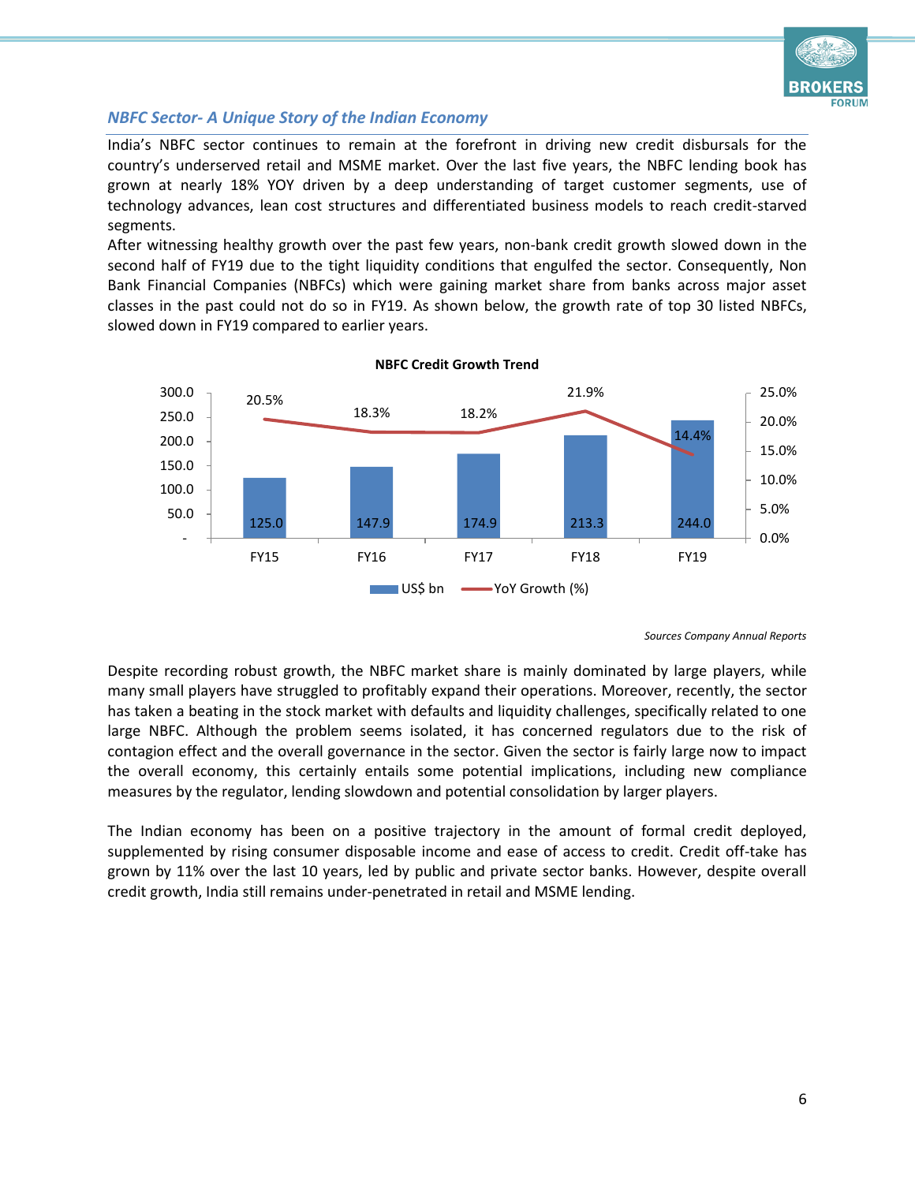## *NBFC Sector- A Unique Story of the Indian Economy*

India's NBFC sector continues to remain at the forefront in driving new credit disbursals for the country's underserved retail and MSME market. Over the last five years, the NBFC lending book has grown at nearly 18% YOY driven by a deep understanding of target customer segments, use of technology advances, lean cost structures and differentiated business models to reach credit-starved segments.

After witnessing healthy growth over the past few years, non-bank credit growth slowed down in the second half of FY19 due to the tight liquidity conditions that engulfed the sector. Consequently, Non Bank Financial Companies (NBFCs) which were gaining market share from banks across major asset classes in the past could not do so in FY19. As shown below, the growth rate of top 30 listed NBFCs, slowed down in FY19 compared to earlier years.

**NBFC Credit Growth Trend**

| | FY15 | FY16 | FY17 | FY18 | FY19 |
|---|---|---|---|---|---|
| US$ bn | 125.0 | 147.9 | 174.9 | 213.3 | 244.0 |
| YoY Growth (%) | 20.5% | 18.3% | 18.2% | 21.9% | 14.4% |

*Sources Company Annual Reports*

Despite recording robust growth, the NBFC market share is mainly dominated by large players, while many small players have struggled to profitably expand their operations. Moreover, recently, the sector has taken a beating in the stock market with defaults and liquidity challenges, specifically related to one large NBFC. Although the problem seems isolated, it has concerned regulators due to the risk of contagion effect and the overall governance in the sector. Given the sector is fairly large now to impact the overall economy, this certainly entails some potential implications, including new compliance measures by the regulator, lending slowdown and potential consolidation by larger players.

The Indian economy has been on a positive trajectory in the amount of formal credit deployed, supplemented by rising consumer disposable income and ease of access to credit. Credit off-take has grown by 11% over the last 10 years, led by public and private sector banks. However, despite overall credit growth, India still remains under-penetrated in retail and MSME lending.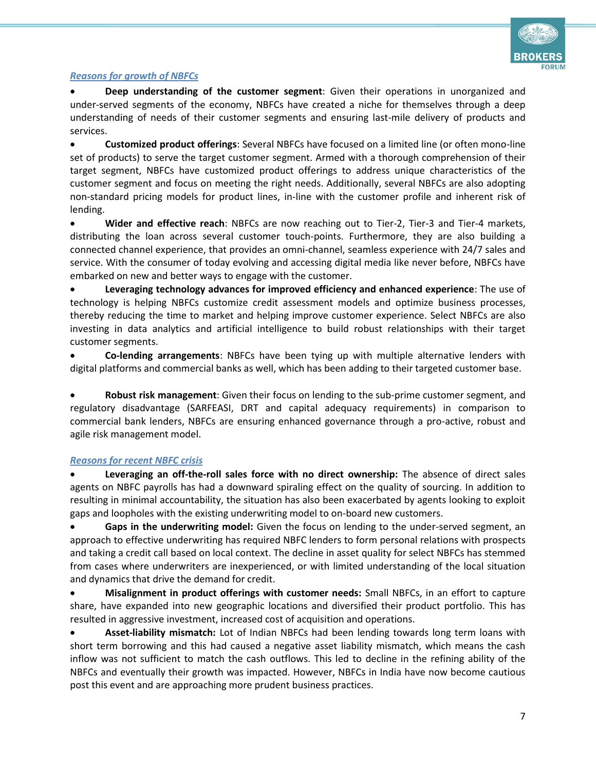***Reasons for growth of NBFCs***

- **Deep understanding of the customer segment**: Given their operations in unorganized and under-served segments of the economy, NBFCs have created a niche for themselves through a deep understanding of needs of their customer segments and ensuring last-mile delivery of products and services.
- **Customized product offerings**: Several NBFCs have focused on a limited line (or often mono-line set of products) to serve the target customer segment. Armed with a thorough comprehension of their target segment, NBFCs have customized product offerings to address unique characteristics of the customer segment and focus on meeting the right needs. Additionally, several NBFCs are also adopting non-standard pricing models for product lines, in-line with the customer profile and inherent risk of lending.
- **Wider and effective reach**: NBFCs are now reaching out to Tier-2, Tier-3 and Tier-4 markets, distributing the loan across several customer touch-points. Furthermore, they are also building a connected channel experience, that provides an omni-channel, seamless experience with 24/7 sales and service. With the consumer of today evolving and accessing digital media like never before, NBFCs have embarked on new and better ways to engage with the customer.
- **Leveraging technology advances for improved efficiency and enhanced experience**: The use of technology is helping NBFCs customize credit assessment models and optimize business processes, thereby reducing the time to market and helping improve customer experience. Select NBFCs are also investing in data analytics and artificial intelligence to build robust relationships with their target customer segments.
- **Co-lending arrangements**: NBFCs have been tying up with multiple alternative lenders with digital platforms and commercial banks as well, which has been adding to their targeted customer base.
- **Robust risk management**: Given their focus on lending to the sub-prime customer segment, and regulatory disadvantage (SARFEASI, DRT and capital adequacy requirements) in comparison to commercial bank lenders, NBFCs are ensuring enhanced governance through a pro-active, robust and agile risk management model.

***Reasons for recent NBFC crisis***

- **Leveraging an off-the-roll sales force with no direct ownership:** The absence of direct sales agents on NBFC payrolls has had a downward spiraling effect on the quality of sourcing. In addition to resulting in minimal accountability, the situation has also been exacerbated by agents looking to exploit gaps and loopholes with the existing underwriting model to on-board new customers.
- **Gaps in the underwriting model:** Given the focus on lending to the under-served segment, an approach to effective underwriting has required NBFC lenders to form personal relations with prospects and taking a credit call based on local context. The decline in asset quality for select NBFCs has stemmed from cases where underwriters are inexperienced, or with limited understanding of the local situation and dynamics that drive the demand for credit.
- **Misalignment in product offerings with customer needs:** Small NBFCs, in an effort to capture share, have expanded into new geographic locations and diversified their product portfolio. This has resulted in aggressive investment, increased cost of acquisition and operations.
- **Asset-liability mismatch:** Lot of Indian NBFCs had been lending towards long term loans with short term borrowing and this had caused a negative asset liability mismatch, which means the cash inflow was not sufficient to match the cash outflows. This led to decline in the refining ability of the NBFCs and eventually their growth was impacted. However, NBFCs in India have now become cautious post this event and are approaching more prudent business practices.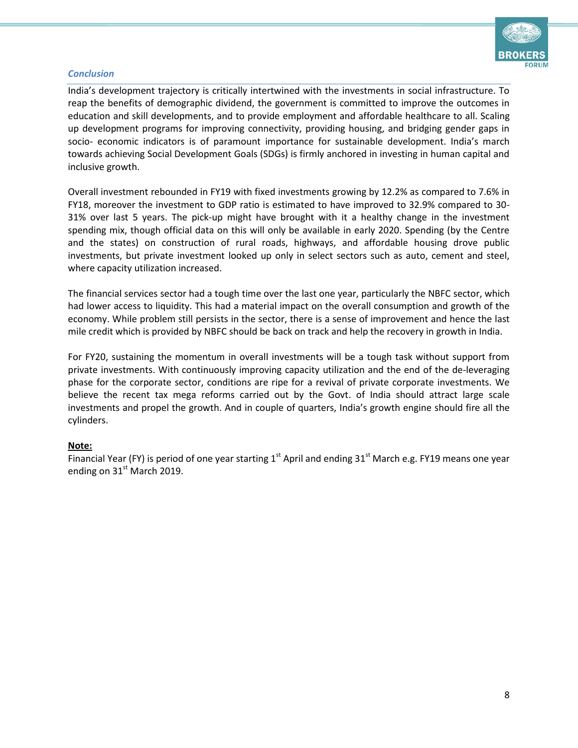### *Conclusion*

India's development trajectory is critically intertwined with the investments in social infrastructure. To reap the benefits of demographic dividend, the government is committed to improve the outcomes in education and skill developments, and to provide employment and affordable healthcare to all. Scaling up development programs for improving connectivity, providing housing, and bridging gender gaps in socio- economic indicators is of paramount importance for sustainable development. India's march towards achieving Social Development Goals (SDGs) is firmly anchored in investing in human capital and inclusive growth.

Overall investment rebounded in FY19 with fixed investments growing by 12.2% as compared to 7.6% in FY18, moreover the investment to GDP ratio is estimated to have improved to 32.9% compared to 30-31% over last 5 years. The pick-up might have brought with it a healthy change in the investment spending mix, though official data on this will only be available in early 2020. Spending (by the Centre and the states) on construction of rural roads, highways, and affordable housing drove public investments, but private investment looked up only in select sectors such as auto, cement and steel, where capacity utilization increased.

The financial services sector had a tough time over the last one year, particularly the NBFC sector, which had lower access to liquidity. This had a material impact on the overall consumption and growth of the economy. While problem still persists in the sector, there is a sense of improvement and hence the last mile credit which is provided by NBFC should be back on track and help the recovery in growth in India.

For FY20, sustaining the momentum in overall investments will be a tough task without support from private investments. With continuously improving capacity utilization and the end of the de-leveraging phase for the corporate sector, conditions are ripe for a revival of private corporate investments. We believe the recent tax mega reforms carried out by the Govt. of India should attract large scale investments and propel the growth. And in couple of quarters, India's growth engine should fire all the cylinders.

**Note:**

Financial Year (FY) is period of one year starting 1st April and ending 31st March e.g. FY19 means one year ending on 31st March 2019.